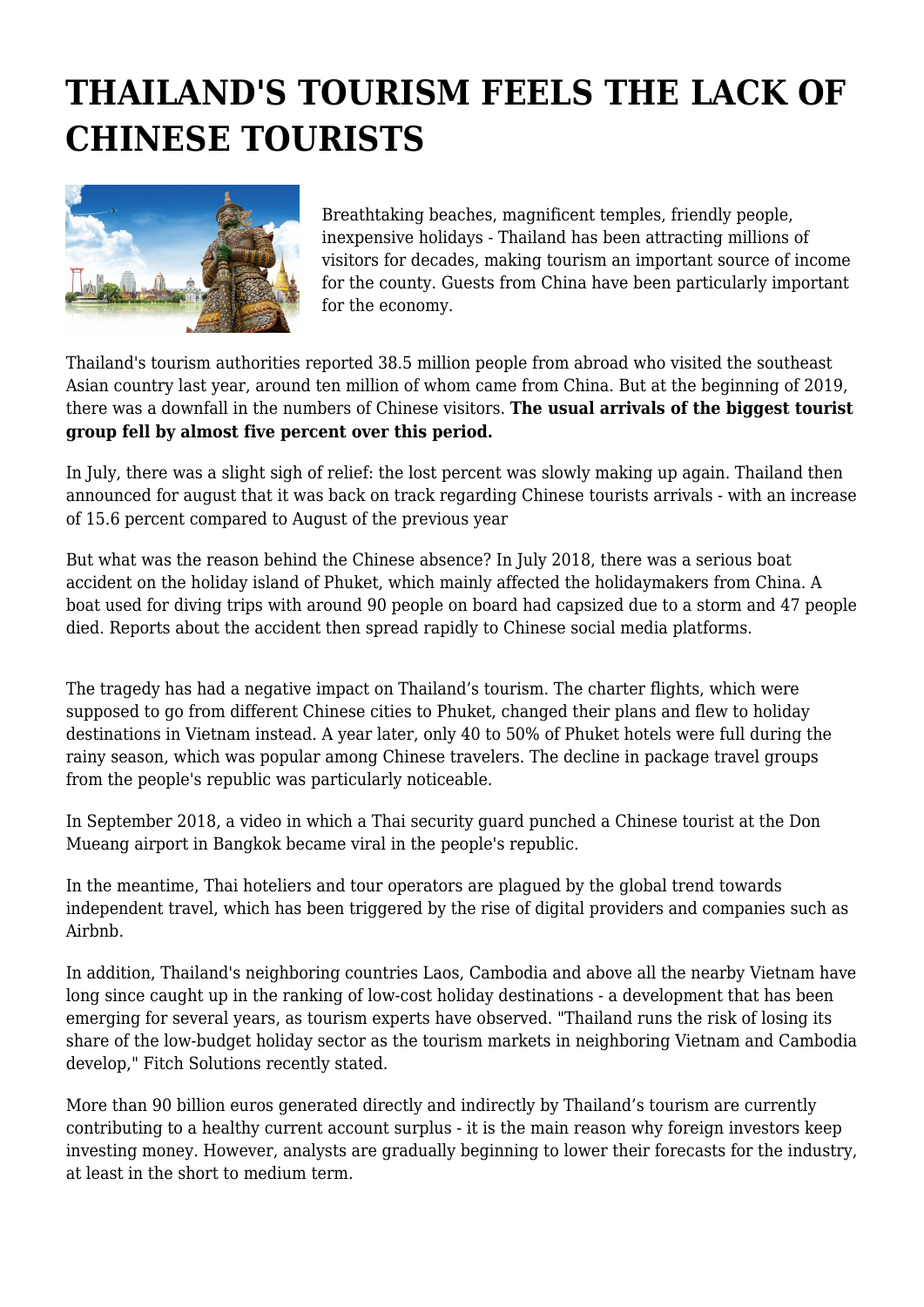# THAILAND'S TOURISM FEELS THE LACK OF CHINESE TOURISTS

Breathtaking beaches, magnificent temples, friendly people, inexpensive holidays - Thailand has been attracting millions of visitors for decades, making tourism an important source of income for the county. Guests from China have been particularly important for the economy.

Thailand's tourism authorities reported 38.5 million people from abroad who visited the southeast Asian country last year, around ten million of whom came from China. But at the beginning of 2019, there was a downfall in the numbers of Chinese visitors. **The usual arrivals of the biggest tourist group fell by almost five percent over this period.**

In July, there was a slight sigh of relief: the lost percent was slowly making up again. Thailand then announced for august that it was back on track regarding Chinese tourists arrivals - with an increase of 15.6 percent compared to August of the previous year

But what was the reason behind the Chinese absence? In July 2018, there was a serious boat accident on the holiday island of Phuket, which mainly affected the holidaymakers from China. A boat used for diving trips with around 90 people on board had capsized due to a storm and 47 people died. Reports about the accident then spread rapidly to Chinese social media platforms.

The tragedy has had a negative impact on Thailand's tourism. The charter flights, which were supposed to go from different Chinese cities to Phuket, changed their plans and flew to holiday destinations in Vietnam instead. A year later, only 40 to 50% of Phuket hotels were full during the rainy season, which was popular among Chinese travelers. The decline in package travel groups from the people's republic was particularly noticeable.

In September 2018, a video in which a Thai security guard punched a Chinese tourist at the Don Mueang airport in Bangkok became viral in the people's republic.

In the meantime, Thai hoteliers and tour operators are plagued by the global trend towards independent travel, which has been triggered by the rise of digital providers and companies such as Airbnb.

In addition, Thailand's neighboring countries Laos, Cambodia and above all the nearby Vietnam have long since caught up in the ranking of low-cost holiday destinations - a development that has been emerging for several years, as tourism experts have observed. "Thailand runs the risk of losing its share of the low-budget holiday sector as the tourism markets in neighboring Vietnam and Cambodia develop," Fitch Solutions recently stated.

More than 90 billion euros generated directly and indirectly by Thailand's tourism are currently contributing to a healthy current account surplus - it is the main reason why foreign investors keep investing money. However, analysts are gradually beginning to lower their forecasts for the industry, at least in the short to medium term.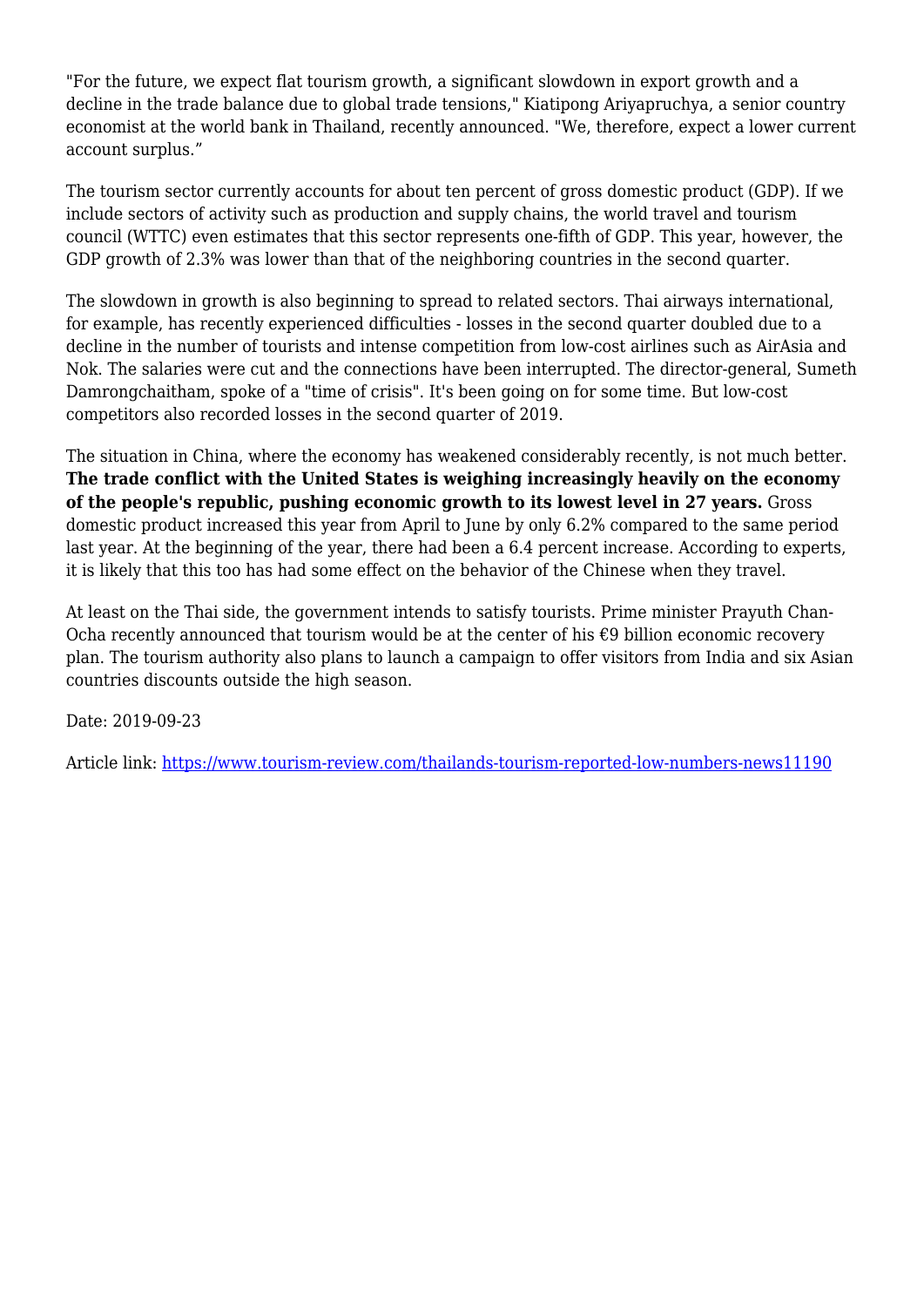"For the future, we expect flat tourism growth, a significant slowdown in export growth and a decline in the trade balance due to global trade tensions," Kiatipong Ariyapruchya, a senior country economist at the world bank in Thailand, recently announced. "We, therefore, expect a lower current account surplus."

The tourism sector currently accounts for about ten percent of gross domestic product (GDP). If we include sectors of activity such as production and supply chains, the world travel and tourism council (WTTC) even estimates that this sector represents one-fifth of GDP. This year, however, the GDP growth of 2.3% was lower than that of the neighboring countries in the second quarter.

The slowdown in growth is also beginning to spread to related sectors. Thai airways international, for example, has recently experienced difficulties - losses in the second quarter doubled due to a decline in the number of tourists and intense competition from low-cost airlines such as AirAsia and Nok. The salaries were cut and the connections have been interrupted. The director-general, Sumeth Damrongchaitham, spoke of a "time of crisis". It's been going on for some time. But low-cost competitors also recorded losses in the second quarter of 2019.

The situation in China, where the economy has weakened considerably recently, is not much better. **The trade conflict with the United States is weighing increasingly heavily on the economy of the people's republic, pushing economic growth to its lowest level in 27 years.** Gross domestic product increased this year from April to June by only 6.2% compared to the same period last year. At the beginning of the year, there had been a 6.4 percent increase. According to experts, it is likely that this too has had some effect on the behavior of the Chinese when they travel.

At least on the Thai side, the government intends to satisfy tourists. Prime minister Prayuth Chan-Ocha recently announced that tourism would be at the center of his €9 billion economic recovery plan. The tourism authority also plans to launch a campaign to offer visitors from India and six Asian countries discounts outside the high season.

Date: 2019-09-23

Article link: [https://www.tourism-review.com/thailands-tourism-reported-low-numbers-news11190](https://www.tourism-review.com/thailands-tourism-reported-low-numbers-news11190)